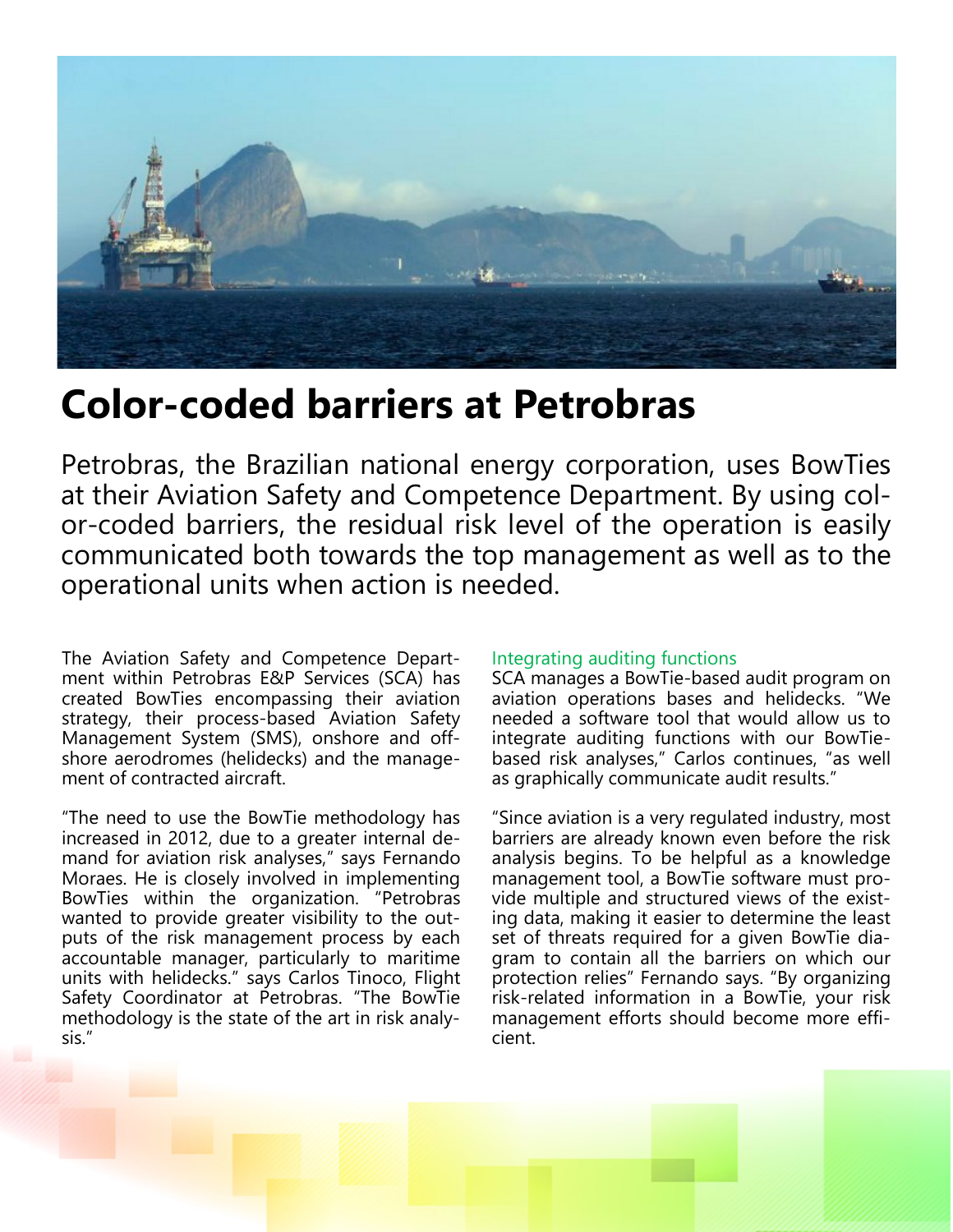# Color-coded barriers at Petrobras

Petrobras, the Brazilian national energy corporation, uses BowTies at their Aviation Safety and Competence Department. By using color-coded barriers, the residual risk level of the operation is easily communicated both towards the top management as well as to the operational units when action is needed.

The Aviation Safety and Competence Department within Petrobras E&P Services (SCA) has created BowTies encompassing their aviation strategy, their process-based Aviation Safety Management System (SMS), onshore and offshore aerodromes (helidecks) and the management of contracted aircraft.

"The need to use the BowTie methodology has increased in 2012, due to a greater internal demand for aviation risk analyses," says Fernando Moraes. He is closely involved in implementing BowTies within the organization. "Petrobras wanted to provide greater visibility to the outputs of the risk management process by each accountable manager, particularly to maritime units with helidecks." says Carlos Tinoco, Flight Safety Coordinator at Petrobras. "The BowTie methodology is the state of the art in risk analysis."

### Integrating auditing functions

SCA manages a BowTie-based audit program on aviation operations bases and helidecks. "We needed a software tool that would allow us to integrate auditing functions with our BowTie-based risk analyses," Carlos continues, "as well as graphically communicate audit results."

"Since aviation is a very regulated industry, most barriers are already known even before the risk analysis begins. To be helpful as a knowledge management tool, a BowTie software must provide multiple and structured views of the existing data, making it easier to determine the least set of threats required for a given BowTie diagram to contain all the barriers on which our protection relies" Fernando says. "By organizing risk-related information in a BowTie, your risk management efforts should become more efficient.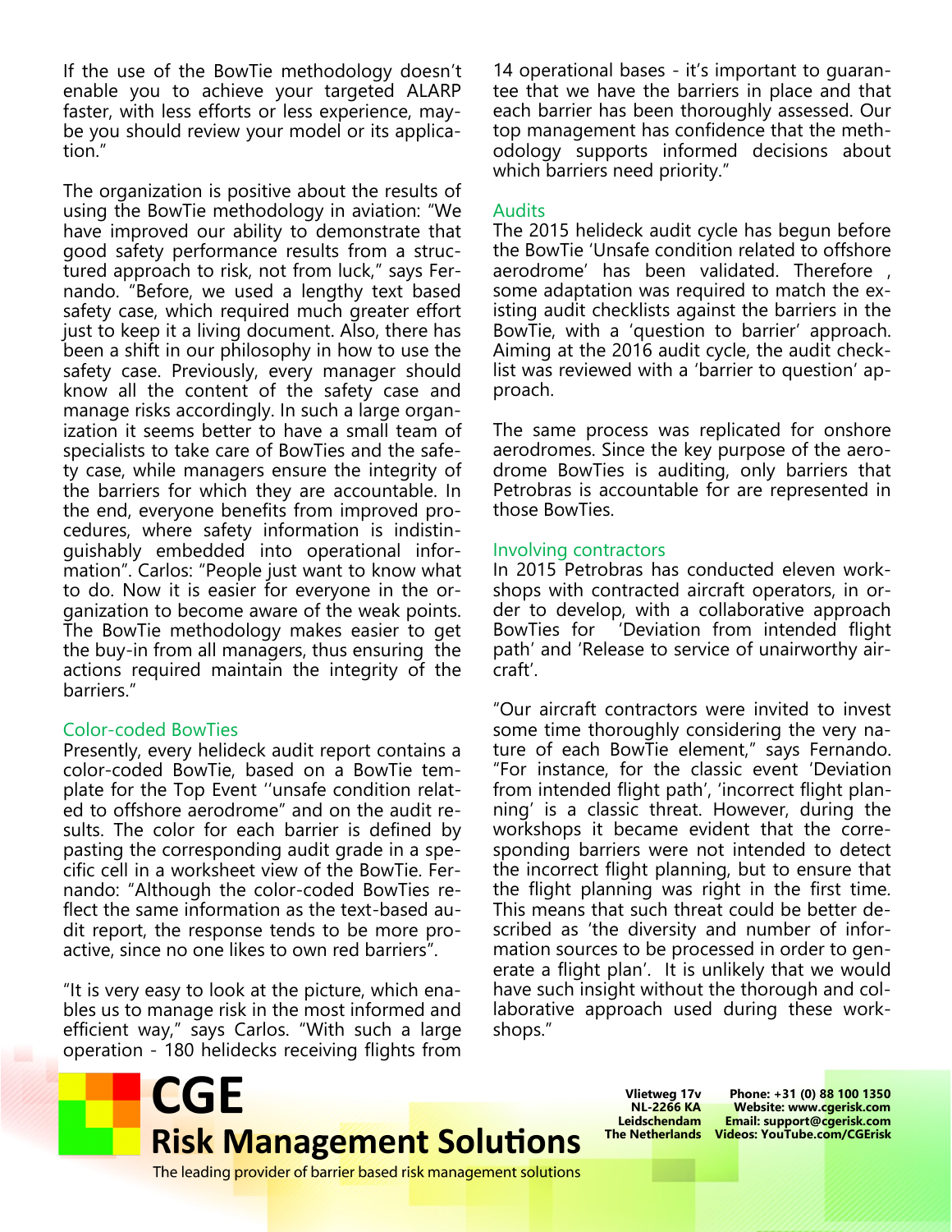If the use of the BowTie methodology doesn't enable you to achieve your targeted ALARP faster, with less efforts or less experience, maybe you should review your model or its application."

The organization is positive about the results of using the BowTie methodology in aviation: "We have improved our ability to demonstrate that good safety performance results from a structured approach to risk, not from luck," says Fernando. "Before, we used a lengthy text based safety case, which required much greater effort just to keep it a living document. Also, there has been a shift in our philosophy in how to use the safety case. Previously, every manager should know all the content of the safety case and manage risks accordingly. In such a large organization it seems better to have a small team of specialists to take care of BowTies and the safety case, while managers ensure the integrity of the barriers for which they are accountable. In the end, everyone benefits from improved procedures, where safety information is indistinguishably embedded into operational information". Carlos: "People just want to know what to do. Now it is easier for everyone in the organization to become aware of the weak points. The BowTie methodology makes easier to get the buy-in from all managers, thus ensuring the actions required maintain the integrity of the barriers."

## Color-coded BowTies

Presently, every helideck audit report contains a color-coded BowTie, based on a BowTie template for the Top Event ''unsafe condition related to offshore aerodrome" and on the audit results. The color for each barrier is defined by pasting the corresponding audit grade in a specific cell in a worksheet view of the BowTie. Fernando: "Although the color-coded BowTies reflect the same information as the text-based audit report, the response tends to be more proactive, since no one likes to own red barriers".

"It is very easy to look at the picture, which enables us to manage risk in the most informed and efficient way," says Carlos. "With such a large operation - 180 helidecks receiving flights from 14 operational bases - it's important to guarantee that we have the barriers in place and that each barrier has been thoroughly assessed. Our top management has confidence that the methodology supports informed decisions about which barriers need priority."

## Audits

The 2015 helideck audit cycle has begun before the BowTie 'Unsafe condition related to offshore aerodrome' has been validated. Therefore , some adaptation was required to match the existing audit checklists against the barriers in the BowTie, with a 'question to barrier' approach. Aiming at the 2016 audit cycle, the audit checklist was reviewed with a 'barrier to question' approach.

The same process was replicated for onshore aerodromes. Since the key purpose of the aerodrome BowTies is auditing, only barriers that Petrobras is accountable for are represented in those BowTies.

## Involving contractors

In 2015 Petrobras has conducted eleven workshops with contracted aircraft operators, in order to develop, with a collaborative approach BowTies for 'Deviation from intended flight path' and 'Release to service of unairworthy aircraft'.

"Our aircraft contractors were invited to invest some time thoroughly considering the very nature of each BowTie element," says Fernando. "For instance, for the classic event 'Deviation from intended flight path', 'incorrect flight planning' is a classic threat. However, during the workshops it became evident that the corresponding barriers were not intended to detect the incorrect flight planning, but to ensure that the flight planning was right in the first time. This means that such threat could be better described as 'the diversity and number of information sources to be processed in order to generate a flight plan'. It is unlikely that we would have such insight without the thorough and collaborative approach used during these workshops."

**CGE Risk Management Solutions**

The leading provider of barrier based risk management solutions

**Vlietweg 17v**
**NL-2266 KA**
**Leidschendam**
**The Netherlands**

**Phone: +31 (0) 88 100 1350**
**Website: www.cgerisk.com**
**Email: support@cgerisk.com**
**Videos: YouTube.com/CGErisk**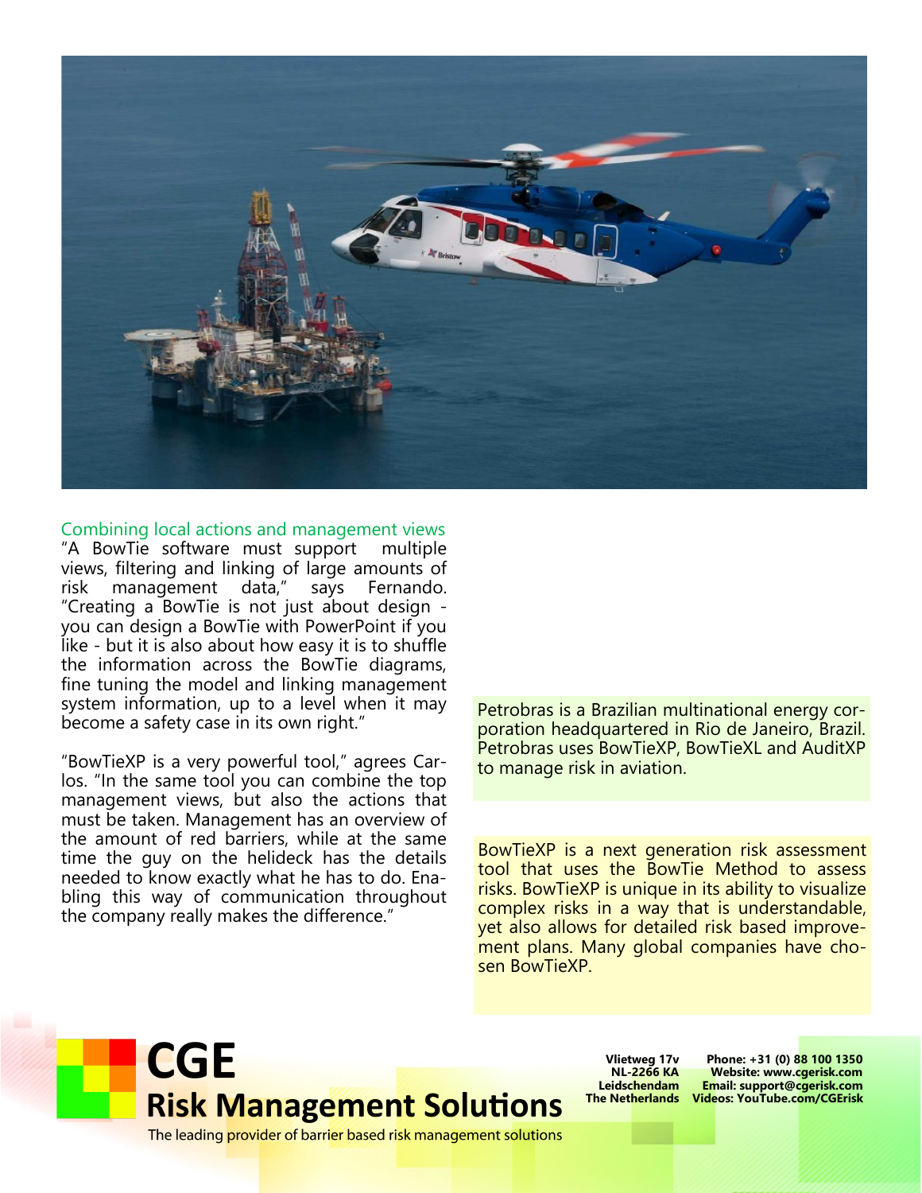### Combining local actions and management views

"A BowTie software must support multiple views, filtering and linking of large amounts of risk management data," says Fernando. "Creating a BowTie is not just about design - you can design a BowTie with PowerPoint if you like - but it is also about how easy it is to shuffle the information across the BowTie diagrams, fine tuning the model and linking management system information, up to a level when it may become a safety case in its own right."

"BowTieXP is a very powerful tool," agrees Carlos. "In the same tool you can combine the top management views, but also the actions that must be taken. Management has an overview of the amount of red barriers, while at the same time the guy on the helideck has the details needed to know exactly what he has to do. Enabling this way of communication throughout the company really makes the difference."

Petrobras is a Brazilian multinational energy corporation headquartered in Rio de Janeiro, Brazil. Petrobras uses BowTieXP, BowTieXL and AuditXP to manage risk in aviation.

BowTieXP is a next generation risk assessment tool that uses the BowTie Method to assess risks. BowTieXP is unique in its ability to visualize complex risks in a way that is understandable, yet also allows for detailed risk based improvement plans. Many global companies have chosen BowTieXP.

**CGE**
**Risk Management Solutions**
The leading provider of barrier based risk management solutions

**Vlietweg 17v**
**NL-2266 KA**
**Leidschendam**
**The Netherlands**

**Phone: +31 (0) 88 100 1350**
**Website: www.cgerisk.com**
**Email: support@cgerisk.com**
**Videos: YouTube.com/CGErisk**